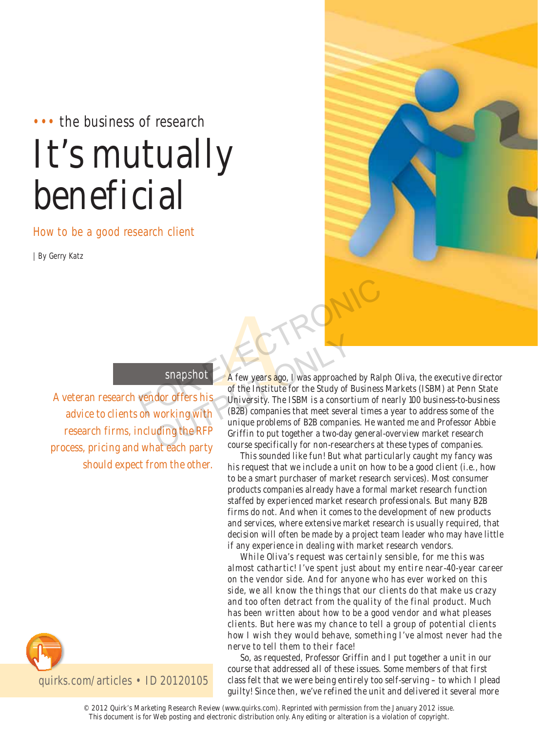••• the business of research

# It's mutually beneficial

## How to be a good research client

| By Gerry Katz

**snapshot**

A veteran research vendor offers his advice to clients on working with research firms, including the RFP process, pricing and what each party should expect from the other.

quirks.com/articles • ID 20120105

A few years ago, I was approached by Ralph Oliva, the executive director of the Institute for the Study of Business Markets (ISBM) at Penn State University. The ISBM is a consortium of nearly 100 business-to-business (B2B) companies that meet several times a year to address some of the unique problems of B2B companies. He wanted me and Professor Abbie Griffin to put together a two-day general-overview market research course specifically for non-researchers at these types of companies.

This sounded like fun! But what particularly caught my fancy was his request that we include a unit on how to be a good client (i.e., how to be a smart purchaser of market research services). Most consumer products companies already have a formal market research function staffed by experienced market research professionals. But many B2B firms do not. And when it comes to the development of new products and services, where extensive market research is usually required, that decision will often be made by a project team leader who may have little if any experience in dealing with market research vendors.

While Oliva's request was certainly sensible, for me this was almost cathartic! I've spent just about my entire near-40-year career on the vendor side. And for anyone who has ever worked on this side, we all know the things that our clients do that make us crazy and too often detract from the quality of the final product. Much has been written about how to be a good vendor and what pleases clients. But here was my chance to tell a group of potential clients how I wish they would behave, something I've almost never had the nerve to tell them to their face!

So, as requested, Professor Griffin and I put together a unit in our course that addressed all of these issues. Some members of that first class felt that we were being entirely too self-serving – to which I plead guilty! Since then, we've refined the unit and delivered it several more

© 2012 Quirk's Marketing Research Review (www.quirks.com). Reprinted with permission from the January 2012 issue. This document is for Web posting and electronic distribution only. Any editing or alteration is a violation of copyright.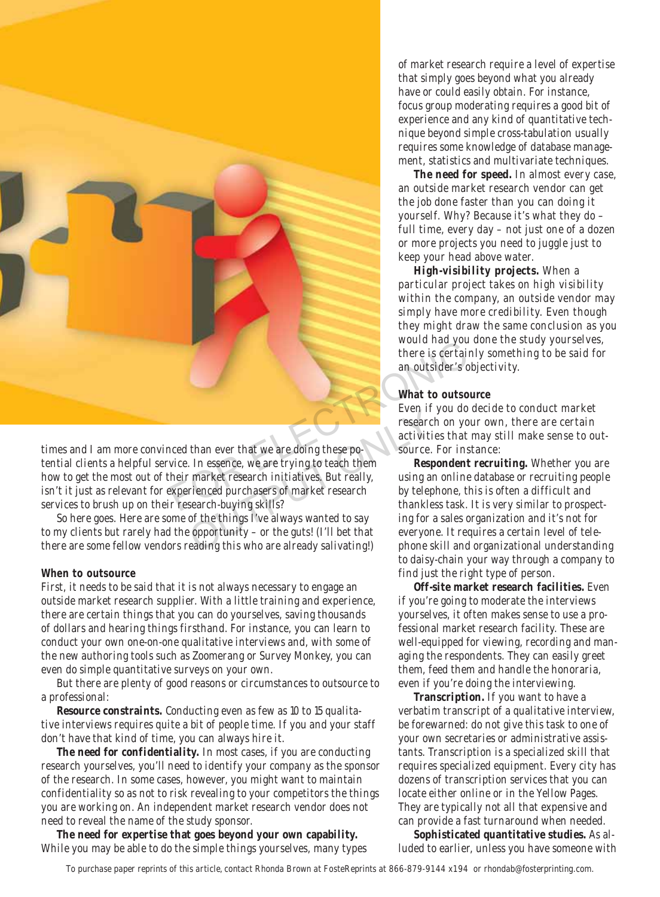times and I am more convinced than ever that we are doing these potential clients a helpful service. In essence, we are trying to teach them how to get the most out of their market research initiatives. But really, isn't it just as relevant for experienced purchasers of market research services to brush up on their research-buying skills?

So here goes. Here are some of the things I've always wanted to say to my clients but rarely had the opportunity – or the guts! (I'll bet that there are some fellow vendors reading this who are already salivating!)

#### When to outsource

First, it needs to be said that it is not always necessary to engage an outside market research supplier. With a little training and experience, there are certain things that you can do yourselves, saving thousands of dollars and hearing things firsthand. For instance, you can learn to conduct your own one-on-one qualitative interviews and, with some of the new authoring tools such as Zoomerang or Survey Monkey, you can even do simple quantitative surveys on your own.

But there are plenty of good reasons or circumstances to outsource to a professional:

**Resource constraints.** Conducting even as few as 10 to 15 qualitative interviews requires quite a bit of people time. If you and your staff don't have that kind of time, you can always hire it.

**The need for confidentiality.** In most cases, if you are conducting research yourselves, you'll need to identify your company as the sponsor of the research. In some cases, however, you might want to maintain confidentiality so as not to risk revealing to your competitors the things you are working on. An independent market research vendor does not need to reveal the name of the study sponsor.

**The need for expertise that goes beyond your own capability.** While you may be able to do the simple things yourselves, many types of market research require a level of expertise that simply goes beyond what you already have or could easily obtain. For instance, focus group moderating requires a good bit of experience and any kind of quantitative technique beyond simple cross-tabulation usually requires some knowledge of database management, statistics and multivariate techniques.

**The need for speed.** In almost every case, an outside market research vendor can get the job done faster than you can doing it yourself. Why? Because it's what they do – full time, every day – not just one of a dozen or more projects you need to juggle just to keep your head above water.

**High-visibility projects.** When a particular project takes on high visibility within the company, an outside vendor may simply have more credibility. Even though they might draw the same conclusion as you would had you done the study yourselves, there is certainly something to be said for an outsider's objectivity.

#### What to outsource

Even if you do decide to conduct market research on your own, there are certain activities that may still make sense to outsource. For instance:

**Respondent recruiting.** Whether you are using an online database or recruiting people by telephone, this is often a difficult and thankless task. It is very similar to prospecting for a sales organization and it's not for everyone. It requires a certain level of telephone skill and organizational understanding to daisy-chain your way through a company to find just the right type of person.

**Off-site market research facilities.** Even if you're going to moderate the interviews yourselves, it often makes sense to use a professional market research facility. These are well-equipped for viewing, recording and managing the respondents. They can easily greet them, feed them and handle the honoraria, even if you're doing the interviewing.

**Transcription.** If you want to have a verbatim transcript of a qualitative interview, be forewarned: do not give this task to one of your own secretaries or administrative assistants. Transcription is a specialized skill that requires specialized equipment. Every city has dozens of transcription services that you can locate either online or in the Yellow Pages. They are typically not all that expensive and can provide a fast turnaround when needed.

**Sophisticated quantitative studies.** As alluded to earlier, unless you have someone with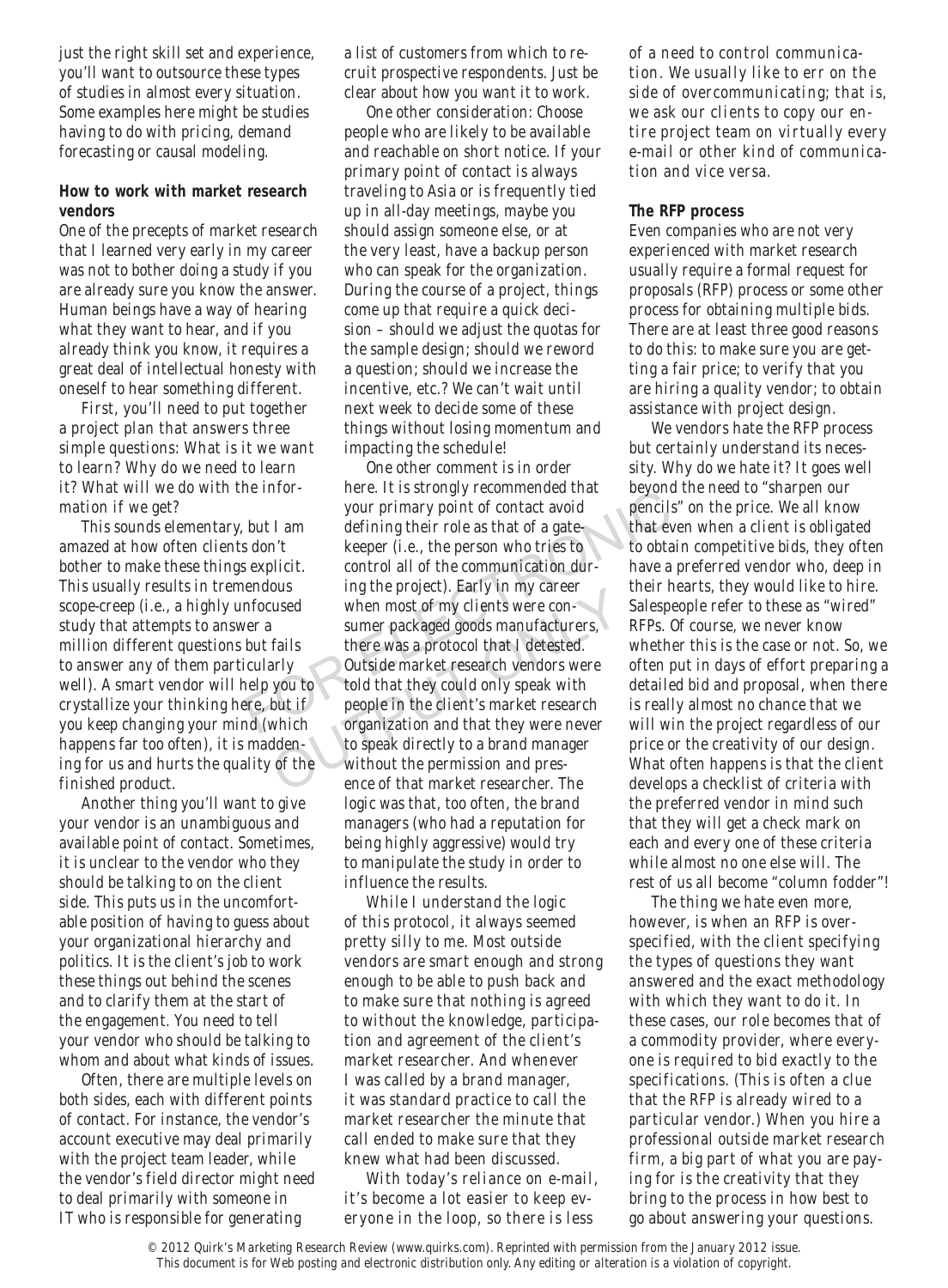just the right skill set and experience, you'll want to outsource these types of studies in almost every situation. Some examples here might be studies having to do with pricing, demand forecasting or causal modeling.

**How to work with market research vendors**

One of the precepts of market research that I learned very early in my career was not to bother doing a study if you are already sure you know the answer. Human beings have a way of hearing what they want to hear, and if you already think you know, it requires a great deal of intellectual honesty with oneself to hear something different.

First, you'll need to put together a project plan that answers three simple questions: What is it we want to learn? Why do we need to learn it? What will we do with the information if we get?

This sounds elementary, but I am amazed at how often clients don't bother to make these things explicit. This usually results in tremendous scope-creep (i.e., a highly unfocused study that attempts to answer a million different questions but fails to answer any of them particularly well). A smart vendor will help you to crystallize your thinking here, but if you keep changing your mind (which happens far too often), it is maddening for us and hurts the quality of the finished product.

Another thing you'll want to give your vendor is an unambiguous and available point of contact. Sometimes, it is unclear to the vendor who they should be talking to on the client side. This puts us in the uncomfortable position of having to guess about your organizational hierarchy and politics. It is the client's job to work these things out behind the scenes and to clarify them at the start of the engagement. You need to tell your vendor who should be talking to whom and about what kinds of issues.

Often, there are multiple levels on both sides, each with different points of contact. For instance, the vendor's account executive may deal primarily with the project team leader, while the vendor's field director might need to deal primarily with someone in IT who is responsible for generating a list of customers from which to recruit prospective respondents. Just be clear about how you want it to work.

One other consideration: Choose people who are likely to be available and reachable on short notice. If your primary point of contact is always traveling to Asia or is frequently tied up in all-day meetings, maybe you should assign someone else, or at the very least, have a backup person who can speak for the organization. During the course of a project, things come up that require a quick decision – should we adjust the quotas for the sample design; should we reword a question; should we increase the incentive, etc.? We can't wait until next week to decide some of these things without losing momentum and impacting the schedule!

One other comment is in order here. It is strongly recommended that your primary point of contact avoid defining their role as that of a gatekeeper (i.e., the person who tries to control all of the communication during the project). Early in my career when most of my clients were consumer packaged goods manufacturers, there was a protocol that I detested. Outside market research vendors were told that they could only speak with people in the client's market research organization and that they were never to speak directly to a brand manager without the permission and presence of that market researcher. The logic was that, too often, the brand managers (who had a reputation for being highly aggressive) would try to manipulate the study in order to influence the results.

While I understand the logic of this protocol, it always seemed pretty silly to me. Most outside vendors are smart enough and strong enough to be able to push back and to make sure that nothing is agreed to without the knowledge, participation and agreement of the client's market researcher. And whenever I was called by a brand manager, it was standard practice to call the market researcher the minute that call ended to make sure that they knew what had been discussed.

With today's reliance on e-mail, it's become a lot easier to keep everyone in the loop, so there is less of a need to control communication. We usually like to err on the side of overcommunicating; that is, we ask our clients to copy our entire project team on virtually every e-mail or other kind of communication and vice versa.

**The RFP process**

Even companies who are not very experienced with market research usually require a formal request for proposals (RFP) process or some other process for obtaining multiple bids. There are at least three good reasons to do this: to make sure you are getting a fair price; to verify that you are hiring a quality vendor; to obtain assistance with project design.

We vendors hate the RFP process but certainly understand its necessity. Why do we hate it? It goes well beyond the need to "sharpen our pencils" on the price. We all know that even when a client is obligated to obtain competitive bids, they often have a preferred vendor who, deep in their hearts, they would like to hire. Salespeople refer to these as "wired" RFPs. Of course, we never know whether this is the case or not. So, we often put in days of effort preparing a detailed bid and proposal, when there is really almost no chance that we will win the project regardless of our price or the creativity of our design. What often happens is that the client develops a checklist of criteria with the preferred vendor in mind such that they will get a check mark on each and every one of these criteria while almost no one else will. The rest of us all become "column fodder"!

The thing we hate even more, however, is when an RFP is overspecified, with the client specifying the types of questions they want answered and the exact methodology with which they want to do it. In these cases, our role becomes that of a commodity provider, where everyone is required to bid exactly to the specifications. (This is often a clue that the RFP is already wired to a particular vendor.) When you hire a professional outside market research firm, a big part of what you are paying for is the creativity that they bring to the process in how best to go about answering your questions.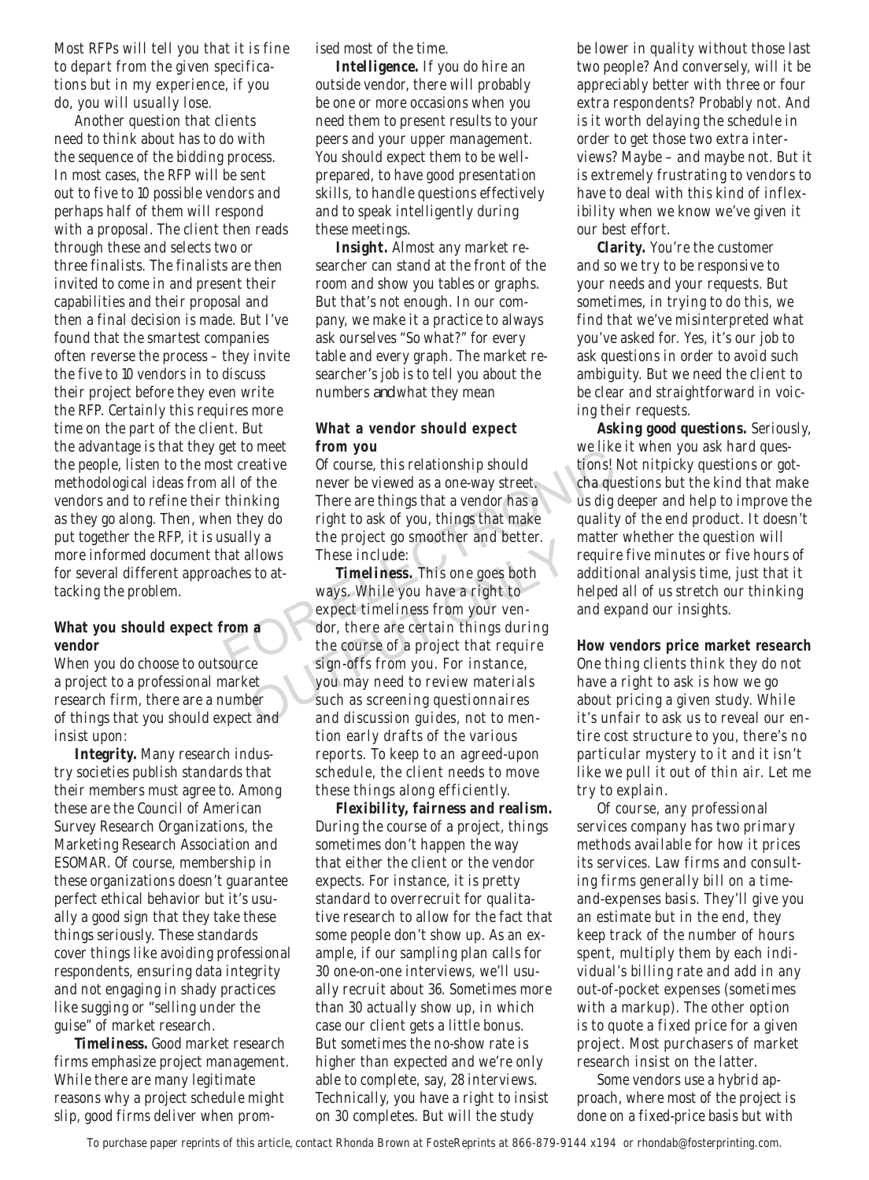Most RFPs will tell you that it is fine to depart from the given specifications but in my experience, if you do, you will usually lose.

Another question that clients need to think about has to do with the sequence of the bidding process. In most cases, the RFP will be sent out to five to 10 possible vendors and perhaps half of them will respond with a proposal. The client then reads through these and selects two or three finalists. The finalists are then invited to come in and present their capabilities and their proposal and then a final decision is made. But I've found that the smartest companies often reverse the process – they invite the five to 10 vendors in to discuss their project before they even write the RFP. Certainly this requires more time on the part of the client. But the advantage is that they get to meet the people, listen to the most creative methodological ideas from all of the vendors and to refine their thinking as they go along. Then, when they do put together the RFP, it is usually a more informed document that allows for several different approaches to attacking the problem.

**What you should expect from a vendor**

When you do choose to outsource a project to a professional market research firm, there are a number of things that you should expect and insist upon:

***Integrity.*** Many research industry societies publish standards that their members must agree to. Among these are the Council of American Survey Research Organizations, the Marketing Research Association and ESOMAR. Of course, membership in these organizations doesn't guarantee perfect ethical behavior but it's usually a good sign that they take these things seriously. These standards cover things like avoiding professional respondents, ensuring data integrity and not engaging in shady practices like sugging or "selling under the guise" of market research.

***Timeliness.*** Good market research firms emphasize project management. While there are many legitimate reasons why a project schedule might slip, good firms deliver when promised most of the time.

***Intelligence.*** If you do hire an outside vendor, there will probably be one or more occasions when you need them to present results to your peers and your upper management. You should expect them to be well-prepared, to have good presentation skills, to handle questions effectively and to speak intelligently during these meetings.

***Insight.*** Almost any market researcher can stand at the front of the room and show you tables or graphs. But that's not enough. In our company, we make it a practice to always ask ourselves "So what?" for every table and every graph. The market researcher's job is to tell you about the numbers *and* what they mean

**What a vendor should expect from you**

Of course, this relationship should never be viewed as a one-way street. There are things that a vendor has a right to ask of you, things that make the project go smoother and better. These include:

***Timeliness.*** This one goes both ways. While you have a right to expect timeliness from your vendor, there are certain things during the course of a project that require sign-offs from you. For instance, you may need to review materials such as screening questionnaires and discussion guides, not to mention early drafts of the various reports. To keep to an agreed-upon schedule, the client needs to move these things along efficiently.

***Flexibility, fairness and realism.*** During the course of a project, things sometimes don't happen the way that either the client or the vendor expects. For instance, it is pretty standard to overrecruit for qualitative research to allow for the fact that some people don't show up. As an example, if our sampling plan calls for 30 one-on-one interviews, we'll usually recruit about 36. Sometimes more than 30 actually show up, in which case our client gets a little bonus. But sometimes the no-show rate is higher than expected and we're only able to complete, say, 28 interviews. Technically, you have a right to insist on 30 completes. But will the study be lower in quality without those last two people? And conversely, will it be appreciably better with three or four extra respondents? Probably not. And is it worth delaying the schedule in order to get those two extra interviews? Maybe – and maybe not. But it is extremely frustrating to vendors to have to deal with this kind of inflexibility when we know we've given it our best effort.

***Clarity.*** You're the customer and so we try to be responsive to your needs and your requests. But sometimes, in trying to do this, we find that we've misinterpreted what you've asked for. Yes, it's our job to ask questions in order to avoid such ambiguity. But we need the client to be clear and straightforward in voicing their requests.

***Asking good questions.*** Seriously, we like it when you ask hard questions! Not nitpicky questions or gotcha questions but the kind that make us dig deeper and help to improve the quality of the end product. It doesn't matter whether the question will require five minutes or five hours of additional analysis time, just that it helped all of us stretch our thinking and expand our insights.

**How vendors price market research**

One thing clients think they do not have a right to ask is how we go about pricing a given study. While it's unfair to ask us to reveal our entire cost structure to you, there's no particular mystery to it and it isn't like we pull it out of thin air. Let me try to explain.

Of course, any professional services company has two primary methods available for how it prices its services. Law firms and consulting firms generally bill on a time-and-expenses basis. They'll give you an estimate but in the end, they keep track of the number of hours spent, multiply them by each individual's billing rate and add in any out-of-pocket expenses (sometimes with a markup). The other option is to quote a fixed price for a given project. Most purchasers of market research insist on the latter.

Some vendors use a hybrid approach, where most of the project is done on a fixed-price basis but with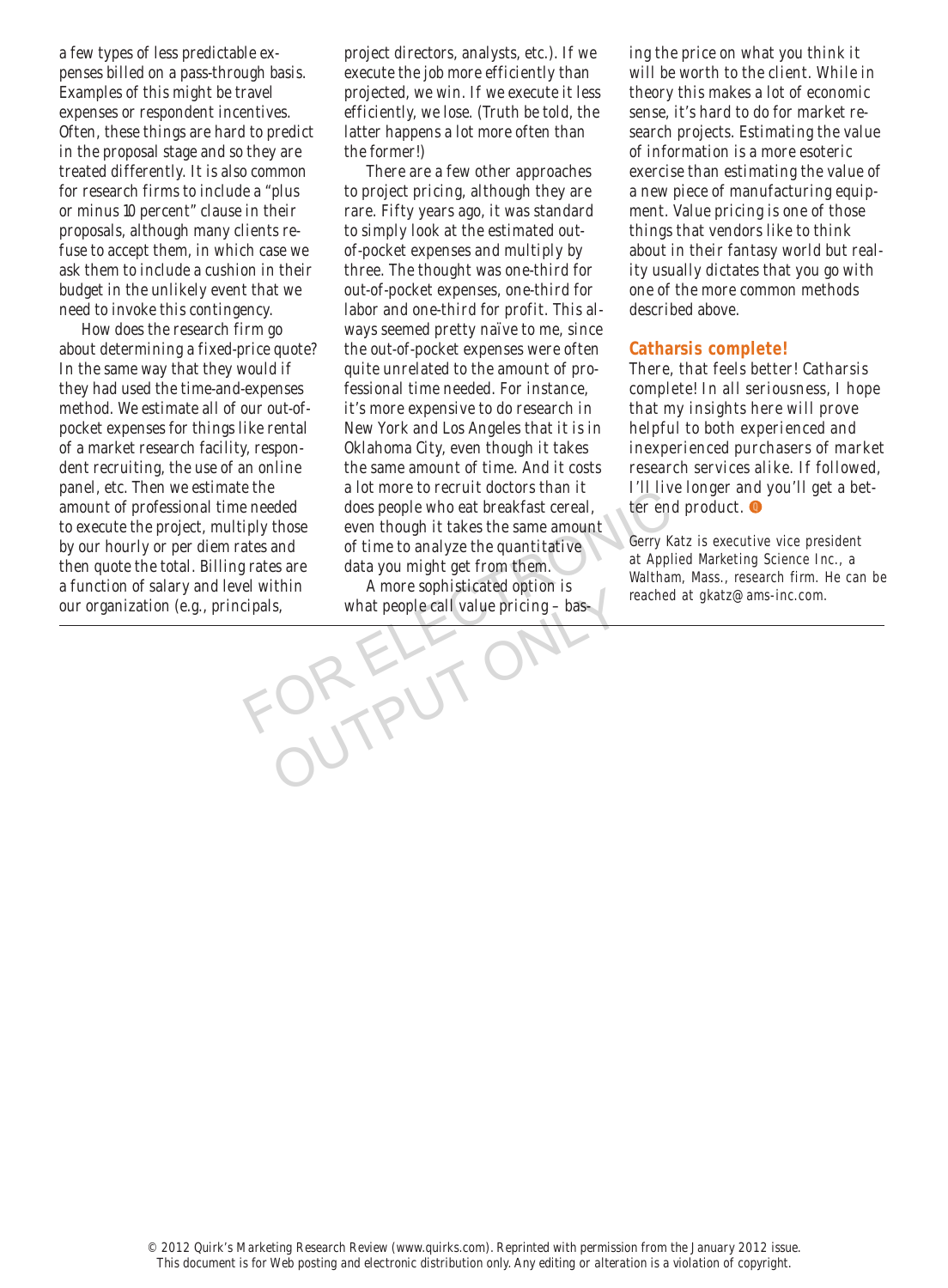a few types of less predictable expenses billed on a pass-through basis. Examples of this might be travel expenses or respondent incentives. Often, these things are hard to predict in the proposal stage and so they are treated differently. It is also common for research firms to include a "plus or minus 10 percent" clause in their proposals, although many clients refuse to accept them, in which case we ask them to include a cushion in their budget in the unlikely event that we need to invoke this contingency.

How does the research firm go about determining a fixed-price quote? In the same way that they would if they had used the time-and-expenses method. We estimate all of our out-of-pocket expenses for things like rental of a market research facility, respondent recruiting, the use of an online panel, etc. Then we estimate the amount of professional time needed to execute the project, multiply those by our hourly or per diem rates and then quote the total. Billing rates are a function of salary and level within our organization (e.g., principals, project directors, analysts, etc.). If we execute the job more efficiently than projected, we win. If we execute it less efficiently, we lose. (Truth be told, the latter happens a lot more often than the former!)

There are a few other approaches to project pricing, although they are rare. Fifty years ago, it was standard to simply look at the estimated out-of-pocket expenses and multiply by three. The thought was one-third for out-of-pocket expenses, one-third for labor and one-third for profit. This always seemed pretty naïve to me, since the out-of-pocket expenses were often quite unrelated to the amount of professional time needed. For instance, it's more expensive to do research in New York and Los Angeles that it is in Oklahoma City, even though it takes the same amount of time. And it costs a lot more to recruit doctors than it does people who eat breakfast cereal, even though it takes the same amount of time to analyze the quantitative data you might get from them.

A more sophisticated option is what people call value pricing – basing the price on what you think it will be worth to the client. While in theory this makes a lot of economic sense, it's hard to do for market research projects. Estimating the value of information is a more esoteric exercise than estimating the value of a new piece of manufacturing equipment. Value pricing is one of those things that vendors like to think about in their fantasy world but reality usually dictates that you go with one of the more common methods described above.

## Catharsis complete!

There, that feels better! Catharsis complete! In all seriousness, I hope that my insights here will prove helpful to both experienced and inexperienced purchasers of market research services alike. If followed, I'll live longer and you'll get a better end product.

*Gerry Katz is executive vice president at Applied Marketing Science Inc., a Waltham, Mass., research firm. He can be reached at gkatz@ams-inc.com.*

© 2012 Quirk's Marketing Research Review (www.quirks.com). Reprinted with permission from the January 2012 issue. This document is for Web posting and electronic distribution only. Any editing or alteration is a violation of copyright.